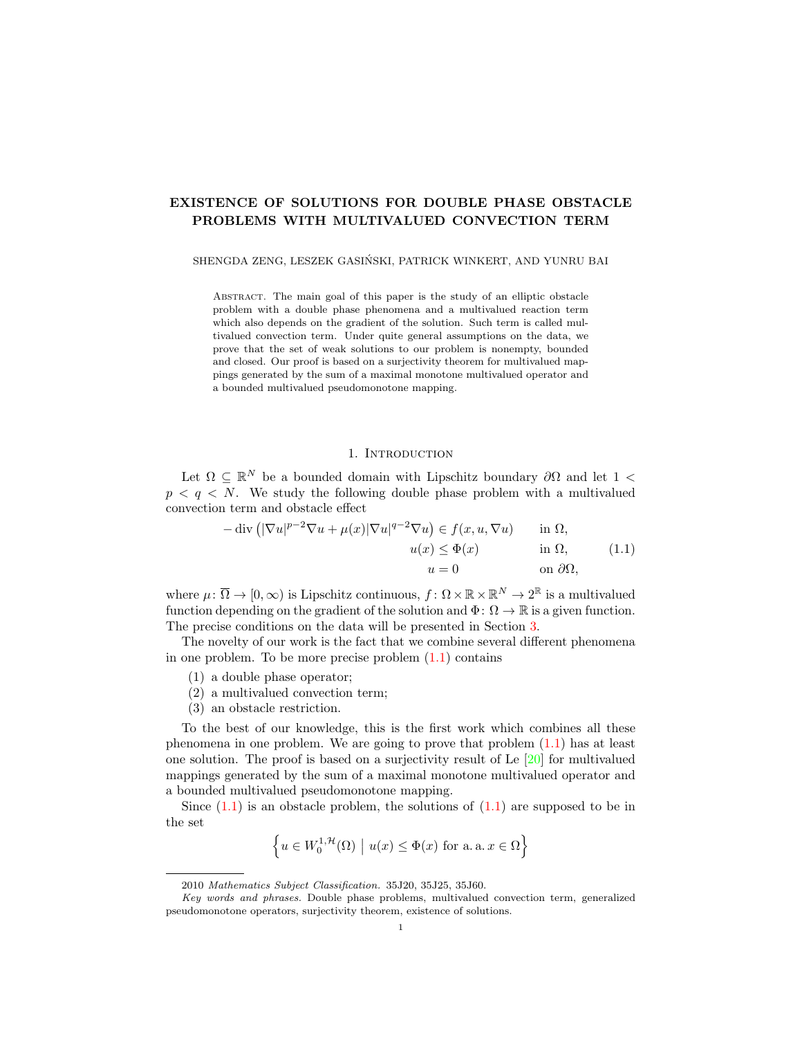# EXISTENCE OF SOLUTIONS FOR DOUBLE PHASE OBSTACLE PROBLEMS WITH MULTIVALUED CONVECTION TERM

SHENGDA ZENG, LESZEK GASIŃSKI, PATRICK WINKERT, AND YUNRU BAI

Abstract. The main goal of this paper is the study of an elliptic obstacle problem with a double phase phenomena and a multivalued reaction term which also depends on the gradient of the solution. Such term is called multivalued convection term. Under quite general assumptions on the data, we prove that the set of weak solutions to our problem is nonempty, bounded and closed. Our proof is based on a surjectivity theorem for multivalued mappings generated by the sum of a maximal monotone multivalued operator and a bounded multivalued pseudomonotone mapping.

## 1. Introduction

Let $\Omega \subseteq \mathbb{R}^N$ be a bounded domain with Lipschitz boundary $\partial\Omega$ and let $1 < p < q < N$. We study the following double phase problem with a multivalued convection term and obstacle effect

$$
\begin{aligned}
-\operatorname{div}\left(|\nabla u|^{p-2}\nabla u + \mu(x)|\nabla u|^{q-2}\nabla u\right) &\in f(x,u,\nabla u) && \text{in } \Omega,\\
u(x) &\leq \Phi(x) && \text{in } \Omega, \\
u &= 0 && \text{on } \partial\Omega,
\end{aligned}
\tag{1.1}
$$

where $\mu\colon \overline{\Omega} \to [0,\infty)$ is Lipschitz continuous, $f\colon \Omega \times \mathbb{R} \times \mathbb{R}^N \to 2^{\mathbb{R}}$ is a multivalued function depending on the gradient of the solution and $\Phi\colon \Omega \to \mathbb{R}$ is a given function. The precise conditions on the data will be presented in Section 3.

The novelty of our work is the fact that we combine several different phenomena in one problem. To be more precise problem (1.1) contains

(1) a double phase operator;
(2) a multivalued convection term;
(3) an obstacle restriction.

To the best of our knowledge, this is the first work which combines all these phenomena in one problem. We are going to prove that problem (1.1) has at least one solution. The proof is based on a surjectivity result of Le [20] for multivalued mappings generated by the sum of a maximal monotone multivalued operator and a bounded multivalued pseudomonotone mapping.

Since (1.1) is an obstacle problem, the solutions of (1.1) are supposed to be in the set

$$
\left\{ u \in W_0^{1,\mathcal{H}}(\Omega) \;\middle|\; u(x) \leq \Phi(x) \text{ for a. a. } x \in \Omega \right\}
$$

---

2010 *Mathematics Subject Classification.* 35J20, 35J25, 35J60.

*Key words and phrases.* Double phase problems, multivalued convection term, generalized pseudomonotone operators, surjectivity theorem, existence of solutions.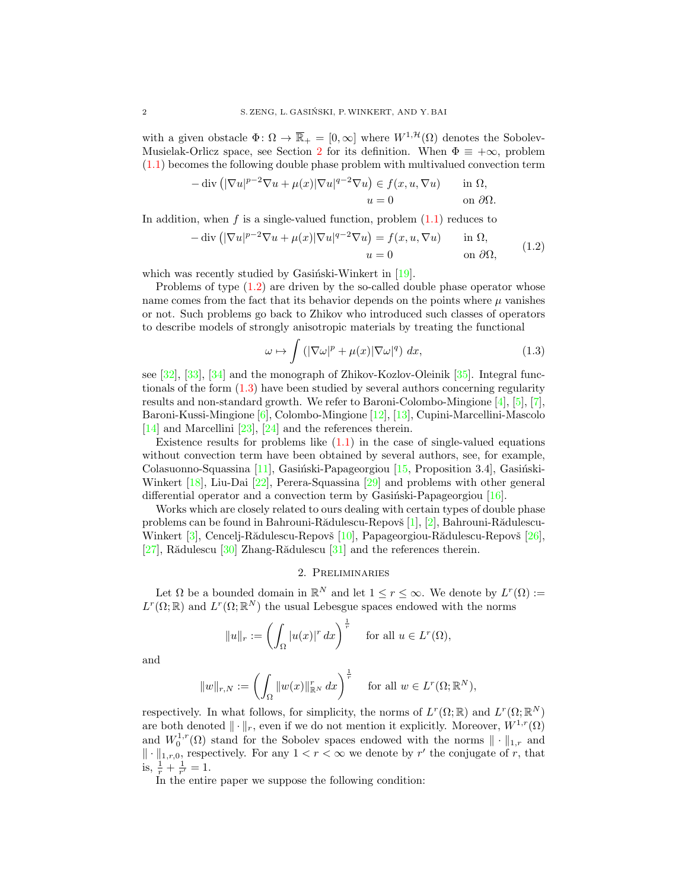with a given obstacle $\Phi\colon \Omega \to \overline{\mathbb{R}}_+ = [0,\infty]$ where $W^{1,\mathcal{H}}(\Omega)$ denotes the Sobolev-Musielak-Orlicz space, see Section 2 for its definition. When $\Phi \equiv +\infty$, problem (1.1) becomes the following double phase problem with multivalued convection term

$$
\begin{aligned}
-\operatorname{div}\left(|\nabla u|^{p-2}\nabla u + \mu(x)|\nabla u|^{q-2}\nabla u\right) &\in f(x,u,\nabla u) \qquad && \text{in } \Omega,\\
u &= 0 && \text{on } \partial\Omega.
\end{aligned}
$$

In addition, when $f$ is a single-valued function, problem (1.1) reduces to

$$
\begin{aligned}
-\operatorname{div}\left(|\nabla u|^{p-2}\nabla u + \mu(x)|\nabla u|^{q-2}\nabla u\right) &= f(x,u,\nabla u) \qquad && \text{in } \Omega,\\
u &= 0 && \text{on } \partial\Omega,
\end{aligned}
\tag{1.2}
$$

which was recently studied by Gasiński-Winkert in [19].

Problems of type (1.2) are driven by the so-called double phase operator whose name comes from the fact that its behavior depends on the points where $\mu$ vanishes or not. Such problems go back to Zhikov who introduced such classes of operators to describe models of strongly anisotropic materials by treating the functional

$$
\omega \mapsto \int \left(|\nabla \omega|^p + \mu(x)|\nabla \omega|^q\right)\,dx, \tag{1.3}
$$

see [32], [33], [34] and the monograph of Zhikov-Kozlov-Oleinik [35]. Integral functionals of the form (1.3) have been studied by several authors concerning regularity results and non-standard growth. We refer to Baroni-Colombo-Mingione [4], [5], [7], Baroni-Kussi-Mingione [6], Colombo-Mingione [12], [13], Cupini-Marcellini-Mascolo [14] and Marcellini [23], [24] and the references therein.

Existence results for problems like (1.1) in the case of single-valued equations without convection term have been obtained by several authors, see, for example, Colasuonno-Squassina [11], Gasiński-Papageorgiou [15, Proposition 3.4], Gasiński-Winkert [18], Liu-Dai [22], Perera-Squassina [29] and problems with other general differential operator and a convection term by Gasiński-Papageorgiou [16].

Works which are closely related to ours dealing with certain types of double phase problems can be found in Bahrouni-Rădulescu-Repovš [1], [2], Bahrouni-Rădulescu-Winkert [3], Cencelj-Rădulescu-Repovš [10], Papageorgiou-Rădulescu-Repovš [26], [27], Rădulescu [30] Zhang-Rădulescu [31] and the references therein.

## 2. Preliminaries

Let $\Omega$ be a bounded domain in $\mathbb{R}^N$ and let $1 \le r \le \infty$. We denote by $L^r(\Omega) := L^r(\Omega;\mathbb{R})$ and $L^r(\Omega;\mathbb{R}^N)$ the usual Lebesgue spaces endowed with the norms

$$
\|u\|_r := \left(\int_\Omega |u(x)|^r\,dx\right)^{\frac{1}{r}} \qquad \text{for all } u \in L^r(\Omega),
$$

and

$$
\|w\|_{r,N} := \left(\int_\Omega \|w(x)\|_{\mathbb{R}^N}^r\,dx\right)^{\frac{1}{r}} \qquad \text{for all } w \in L^r(\Omega;\mathbb{R}^N),
$$

respectively. In what follows, for simplicity, the norms of $L^r(\Omega;\mathbb{R})$ and $L^r(\Omega;\mathbb{R}^N)$ are both denoted $\|\cdot\|_r$, even if we do not mention it explicitly. Moreover, $W^{1,r}(\Omega)$ and $W_0^{1,r}(\Omega)$ stand for the Sobolev spaces endowed with the norms $\|\cdot\|_{1,r}$ and $\|\cdot\|_{1,r,0}$, respectively. For any $1 < r < \infty$ we denote by $r'$ the conjugate of $r$, that is, $\frac{1}{r} + \frac{1}{r'} = 1$.

In the entire paper we suppose the following condition: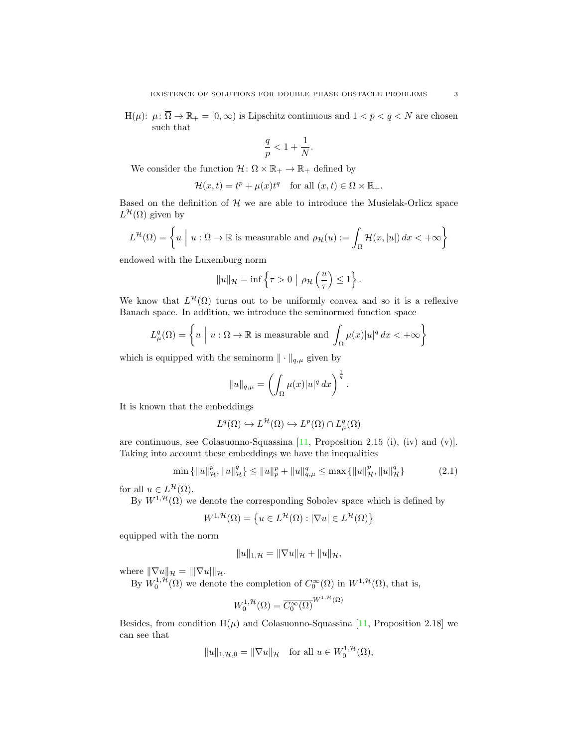H($\mu$): $\mu\colon \overline{\Omega} \to \mathbb{R}_+ = [0,\infty)$ is Lipschitz continuous and $1 < p < q < N$ are chosen such that

$$\frac{q}{p} < 1 + \frac{1}{N}.$$

We consider the function $\mathcal{H}\colon \Omega \times \mathbb{R}_+ \to \mathbb{R}_+$ defined by

$$\mathcal{H}(x,t) = t^p + \mu(x) t^q \quad \text{for all } (x,t) \in \Omega \times \mathbb{R}_+.$$

Based on the definition of $\mathcal{H}$ we are able to introduce the Musielak-Orlicz space $L^{\mathcal{H}}(\Omega)$ given by

$$L^{\mathcal{H}}(\Omega) = \left\{ u \;\Big|\; u : \Omega \to \mathbb{R} \text{ is measurable and } \rho_{\mathcal{H}}(u) := \int_\Omega \mathcal{H}(x,|u|)\, dx < +\infty \right\}$$

endowed with the Luxemburg norm

$$\|u\|_{\mathcal{H}} = \inf \left\{ \tau > 0 \;\big|\; \rho_{\mathcal{H}}\left(\frac{u}{\tau}\right) \leq 1 \right\}.$$

We know that $L^{\mathcal{H}}(\Omega)$ turns out to be uniformly convex and so it is a reflexive Banach space. In addition, we introduce the seminormed function space

$$L^q_\mu(\Omega) = \left\{ u \;\Big|\; u : \Omega \to \mathbb{R} \text{ is measurable and } \int_\Omega \mu(x) |u|^q \, dx < +\infty \right\}$$

which is equipped with the seminorm $\|\cdot\|_{q,\mu}$ given by

$$\|u\|_{q,\mu} = \left( \int_\Omega \mu(x) |u|^q \, dx \right)^{\frac{1}{q}}.$$

It is known that the embeddings

$$L^q(\Omega) \hookrightarrow L^{\mathcal{H}}(\Omega) \hookrightarrow L^p(\Omega) \cap L^q_\mu(\Omega)$$

are continuous, see Colasuonno-Squassina [11, Proposition 2.15 (i), (iv) and (v)]. Taking into account these embeddings we have the inequalities

$$\min\left\{ \|u\|^p_{\mathcal{H}}, \|u\|^q_{\mathcal{H}} \right\} \leq \|u\|^p_p + \|u\|^q_{q,\mu} \leq \max\left\{ \|u\|^p_{\mathcal{H}}, \|u\|^q_{\mathcal{H}} \right\} \tag{2.1}$$

for all $u \in L^{\mathcal{H}}(\Omega)$.

By $W^{1,\mathcal{H}}(\Omega)$ we denote the corresponding Sobolev space which is defined by

$$W^{1,\mathcal{H}}(\Omega) = \left\{ u \in L^{\mathcal{H}}(\Omega) : |\nabla u| \in L^{\mathcal{H}}(\Omega) \right\}$$

equipped with the norm

$$\|u\|_{1,\mathcal{H}} = \|\nabla u\|_{\mathcal{H}} + \|u\|_{\mathcal{H}},$$

where $\|\nabla u\|_{\mathcal{H}} = \||\nabla u|\|_{\mathcal{H}}$.

By $W^{1,\mathcal{H}}_0(\Omega)$ we denote the completion of $C^\infty_0(\Omega)$ in $W^{1,\mathcal{H}}(\Omega)$, that is,

$$W^{1,\mathcal{H}}_0(\Omega) = \overline{C^\infty_0(\Omega)}^{W^{1,\mathcal{H}}(\Omega)}$$

Besides, from condition H($\mu$) and Colasuonno-Squassina [11, Proposition 2.18] we can see that

$$\|u\|_{1,\mathcal{H},0} = \|\nabla u\|_{\mathcal{H}} \quad \text{for all } u \in W^{1,\mathcal{H}}_0(\Omega),$$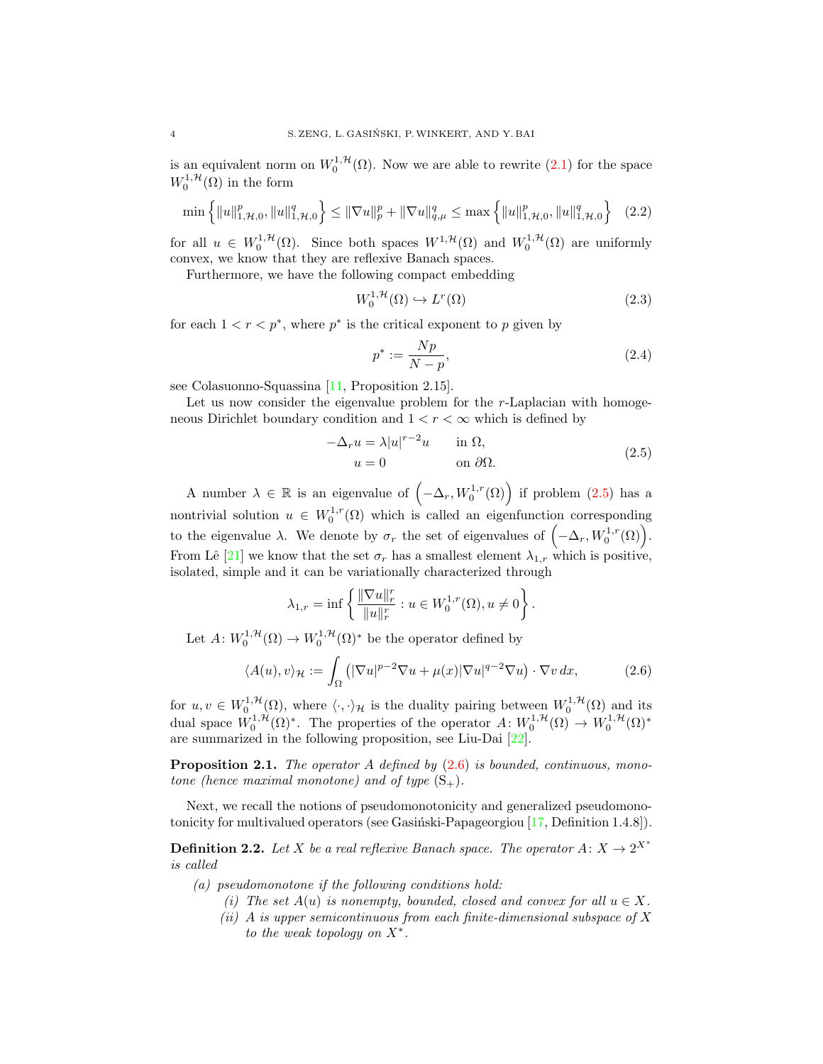is an equivalent norm on $W_0^{1,\mathcal{H}}(\Omega)$. Now we are able to rewrite (2.1) for the space $W_0^{1,\mathcal{H}}(\Omega)$ in the form

$$\min\left\{\|u\|_{1,\mathcal{H},0}^p, \|u\|_{1,\mathcal{H},0}^q\right\} \leq \|\nabla u\|_p^p + \|\nabla u\|_{q,\mu}^q \leq \max\left\{\|u\|_{1,\mathcal{H},0}^p, \|u\|_{1,\mathcal{H},0}^q\right\} \tag{2.2}$$

for all $u \in W_0^{1,\mathcal{H}}(\Omega)$. Since both spaces $W^{1,\mathcal{H}}(\Omega)$ and $W_0^{1,\mathcal{H}}(\Omega)$ are uniformly convex, we know that they are reflexive Banach spaces.

Furthermore, we have the following compact embedding

$$W_0^{1,\mathcal{H}}(\Omega) \hookrightarrow L^r(\Omega) \tag{2.3}$$

for each $1 < r < p^*$, where $p^*$ is the critical exponent to $p$ given by

$$p^* := \frac{Np}{N-p}, \tag{2.4}$$

see Colasuonno-Squassina [11, Proposition 2.15].

Let us now consider the eigenvalue problem for the $r$-Laplacian with homogeneous Dirichlet boundary condition and $1 < r < \infty$ which is defined by

$$\begin{aligned} -\Delta_r u &= \lambda |u|^{r-2}u \qquad && \text{in } \Omega, \\ u &= 0 && \text{on } \partial\Omega. \end{aligned} \tag{2.5}$$

A number $\lambda \in \mathbb{R}$ is an eigenvalue of $\left(-\Delta_r, W_0^{1,r}(\Omega)\right)$ if problem (2.5) has a nontrivial solution $u \in W_0^{1,r}(\Omega)$ which is called an eigenfunction corresponding to the eigenvalue $\lambda$. We denote by $\sigma_r$ the set of eigenvalues of $\left(-\Delta_r, W_0^{1,r}(\Omega)\right)$. From Lê [21] we know that the set $\sigma_r$ has a smallest element $\lambda_{1,r}$ which is positive, isolated, simple and it can be variationally characterized through

$$\lambda_{1,r} = \inf\left\{\frac{\|\nabla u\|_r^r}{\|u\|_r^r} : u \in W_0^{1,r}(\Omega), u \neq 0\right\}.$$

Let $A\colon W_0^{1,\mathcal{H}}(\Omega) \to W_0^{1,\mathcal{H}}(\Omega)^*$ be the operator defined by

$$\langle A(u), v\rangle_{\mathcal{H}} := \int_\Omega \left(|\nabla u|^{p-2}\nabla u + \mu(x)|\nabla u|^{q-2}\nabla u\right)\cdot \nabla v\,dx, \tag{2.6}$$

for $u, v \in W_0^{1,\mathcal{H}}(\Omega)$, where $\langle\cdot,\cdot\rangle_{\mathcal{H}}$ is the duality pairing between $W_0^{1,\mathcal{H}}(\Omega)$ and its dual space $W_0^{1,\mathcal{H}}(\Omega)^*$. The properties of the operator $A\colon W_0^{1,\mathcal{H}}(\Omega) \to W_0^{1,\mathcal{H}}(\Omega)^*$ are summarized in the following proposition, see Liu-Dai [22].

**Proposition 2.1.** *The operator $A$ defined by (2.6) is bounded, continuous, monotone (hence maximal monotone) and of type $(\mathrm{S}_+)$.*

Next, we recall the notions of pseudomonotonicity and generalized pseudomonotonicity for multivalued operators (see Gasiński-Papageorgiou [17, Definition 1.4.8]).

**Definition 2.2.** *Let $X$ be a real reflexive Banach space. The operator $A\colon X \to 2^{X^*}$ is called*

- *(a) pseudomonotone if the following conditions hold:*
  - *(i) The set $A(u)$ is nonempty, bounded, closed and convex for all $u \in X$.*
  - *(ii) $A$ is upper semicontinuous from each finite-dimensional subspace of $X$ to the weak topology on $X^*$.*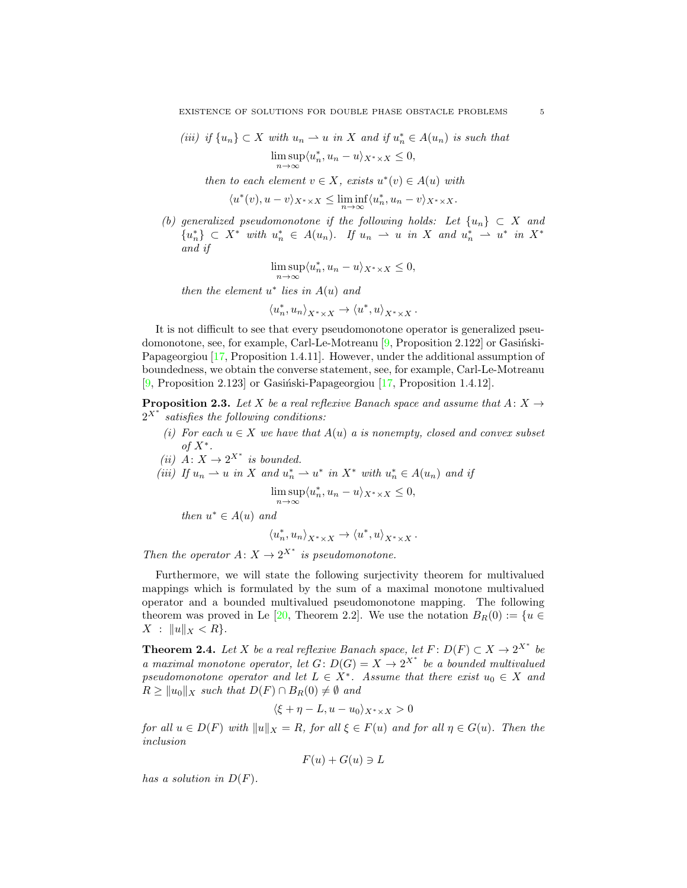*(iii)* if $\{u_n\} \subset X$ with $u_n \rightharpoonup u$ in $X$ and if $u_n^* \in A(u_n)$ is such that

$$\limsup_{n\to\infty} \langle u_n^*, u_n - u\rangle_{X^*\times X} \leq 0,$$

*then to each element $v \in X$, exists $u^*(v) \in A(u)$ with*

$$\langle u^*(v), u - v\rangle_{X^*\times X} \leq \liminf_{n\to\infty} \langle u_n^*, u_n - v\rangle_{X^*\times X}.$$

*(b) generalized pseudomonotone if the following holds: Let $\{u_n\} \subset X$ and $\{u_n^*\} \subset X^*$ with $u_n^* \in A(u_n)$. If $u_n \rightharpoonup u$ in $X$ and $u_n^* \rightharpoonup u^*$ in $X^*$ and if*

$$\limsup_{n\to\infty} \langle u_n^*, u_n - u\rangle_{X^*\times X} \leq 0,$$

*then the element $u^*$ lies in $A(u)$ and*

$$\langle u_n^*, u_n\rangle_{X^*\times X} \to \langle u^*, u\rangle_{X^*\times X}.$$

It is not difficult to see that every pseudomonotone operator is generalized pseudomonotone, see, for example, Carl-Le-Motreanu [9, Proposition 2.122] or Gasiński-Papageorgiou [17, Proposition 1.4.11]. However, under the additional assumption of boundedness, we obtain the converse statement, see, for example, Carl-Le-Motreanu [9, Proposition 2.123] or Gasiński-Papageorgiou [17, Proposition 1.4.12].

**Proposition 2.3.** *Let $X$ be a real reflexive Banach space and assume that $A\colon X \to 2^{X^*}$ satisfies the following conditions:*

*(i) For each $u \in X$ we have that $A(u)$ a is nonempty, closed and convex subset of $X^*$.*

*(ii) $A\colon X \to 2^{X^*}$ is bounded.*

*(iii) If $u_n \rightharpoonup u$ in $X$ and $u_n^* \rightharpoonup u^*$ in $X^*$ with $u_n^* \in A(u_n)$ and if*

$$\limsup_{n\to\infty} \langle u_n^*, u_n - u\rangle_{X^*\times X} \leq 0,$$

*then $u^* \in A(u)$ and*

$$\langle u_n^*, u_n\rangle_{X^*\times X} \to \langle u^*, u\rangle_{X^*\times X}.$$

*Then the operator $A\colon X \to 2^{X^*}$ is pseudomonotone.*

Furthermore, we will state the following surjectivity theorem for multivalued mappings which is formulated by the sum of a maximal monotone multivalued operator and a bounded multivalued pseudomonotone mapping. The following theorem was proved in Le [20, Theorem 2.2]. We use the notation $B_R(0) := \{u \in X \ : \ \|u\|_X < R\}$.

**Theorem 2.4.** *Let $X$ be a real reflexive Banach space, let $F\colon D(F) \subset X \to 2^{X^*}$ be a maximal monotone operator, let $G\colon D(G) = X \to 2^{X^*}$ be a bounded multivalued pseudomonotone operator and let $L \in X^*$. Assume that there exist $u_0 \in X$ and $R \geq \|u_0\|_X$ such that $D(F) \cap B_R(0) \neq \emptyset$ and*

$$\langle \xi + \eta - L, u - u_0\rangle_{X^*\times X} > 0$$

*for all $u \in D(F)$ with $\|u\|_X = R$, for all $\xi \in F(u)$ and for all $\eta \in G(u)$. Then the inclusion*

$$F(u) + G(u) \ni L$$

*has a solution in $D(F)$.*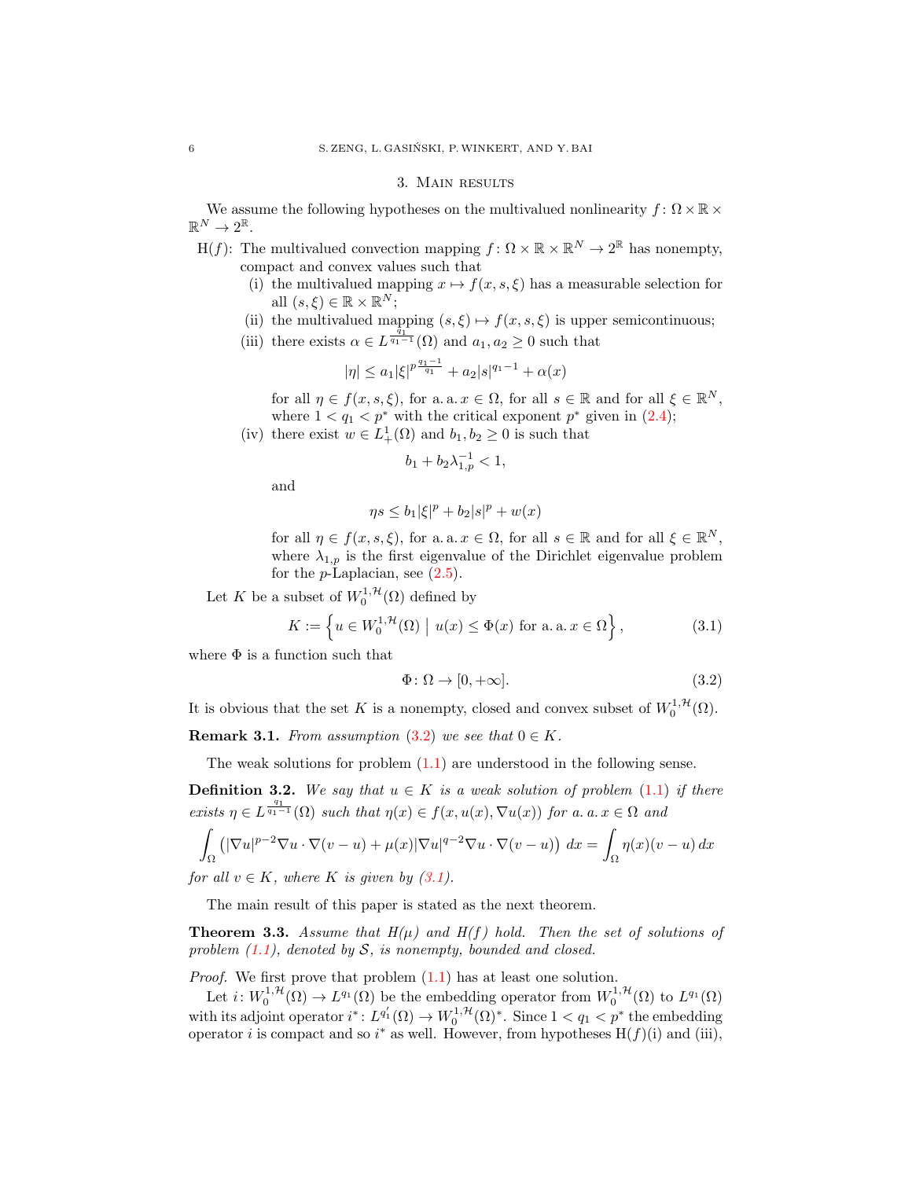## 3. Main results

We assume the following hypotheses on the multivalued nonlinearity $f\colon \Omega\times\mathbb{R}\times\mathbb{R}^N\to 2^{\mathbb{R}}$.

H($f$): The multivalued convection mapping $f\colon \Omega\times\mathbb{R}\times\mathbb{R}^N\to 2^{\mathbb{R}}$ has nonempty, compact and convex values such that

(i) the multivalued mapping $x\mapsto f(x,s,\xi)$ has a measurable selection for all $(s,\xi)\in\mathbb{R}\times\mathbb{R}^N$;

(ii) the multivalued mapping $(s,\xi)\mapsto f(x,s,\xi)$ is upper semicontinuous;

(iii) there exists $\alpha\in L^{\frac{q_1}{q_1-1}}(\Omega)$ and $a_1,a_2\geq 0$ such that

$$|\eta|\leq a_1|\xi|^{p\frac{q_1-1}{q_1}}+a_2|s|^{q_1-1}+\alpha(x)$$

for all $\eta\in f(x,s,\xi)$, for a. a. $x\in\Omega$, for all $s\in\mathbb{R}$ and for all $\xi\in\mathbb{R}^N$, where $1<q_1<p^*$ with the critical exponent $p^*$ given in (2.4);

(iv) there exist $w\in L^1_+(\Omega)$ and $b_1,b_2\geq 0$ is such that

$$b_1+b_2\lambda_{1,p}^{-1}<1,$$

and

$$\eta s\leq b_1|\xi|^p+b_2|s|^p+w(x)$$

for all $\eta\in f(x,s,\xi)$, for a. a. $x\in\Omega$, for all $s\in\mathbb{R}$ and for all $\xi\in\mathbb{R}^N$, where $\lambda_{1,p}$ is the first eigenvalue of the Dirichlet eigenvalue problem for the $p$-Laplacian, see (2.5).

Let $K$ be a subset of $W_0^{1,\mathcal{H}}(\Omega)$ defined by

$$K:=\left\{u\in W_0^{1,\mathcal{H}}(\Omega)\;\middle|\; u(x)\leq\Phi(x)\text{ for a. a. }x\in\Omega\right\},\tag{3.1}$$

where $\Phi$ is a function such that

$$\Phi\colon\Omega\to[0,+\infty].\tag{3.2}$$

It is obvious that the set $K$ is a nonempty, closed and convex subset of $W_0^{1,\mathcal{H}}(\Omega)$.

**Remark 3.1.** *From assumption (3.2) we see that $0\in K$.*

The weak solutions for problem (1.1) are understood in the following sense.

**Definition 3.2.** *We say that $u\in K$ is a weak solution of problem (1.1) if there exists $\eta\in L^{\frac{q_1}{q_1-1}}(\Omega)$ such that $\eta(x)\in f(x,u(x),\nabla u(x))$ for a. a. $x\in\Omega$ and*

$$\int_\Omega\left(|\nabla u|^{p-2}\nabla u\cdot\nabla(v-u)+\mu(x)|\nabla u|^{q-2}\nabla u\cdot\nabla(v-u)\right)dx=\int_\Omega\eta(x)(v-u)\,dx$$

*for all $v\in K$, where $K$ is given by (3.1).*

The main result of this paper is stated as the next theorem.

**Theorem 3.3.** *Assume that H($\mu$) and H($f$) hold. Then the set of solutions of problem (1.1), denoted by $\mathcal{S}$, is nonempty, bounded and closed.*

*Proof.* We first prove that problem (1.1) has at least one solution.

Let $i\colon W_0^{1,\mathcal{H}}(\Omega)\to L^{q_1}(\Omega)$ be the embedding operator from $W_0^{1,\mathcal{H}}(\Omega)$ to $L^{q_1}(\Omega)$ with its adjoint operator $i^*\colon L^{q_1'}(\Omega)\to W_0^{1,\mathcal{H}}(\Omega)^*$. Since $1<q_1<p^*$ the embedding operator $i$ is compact and so $i^*$ as well. However, from hypotheses H($f$)(i) and (iii),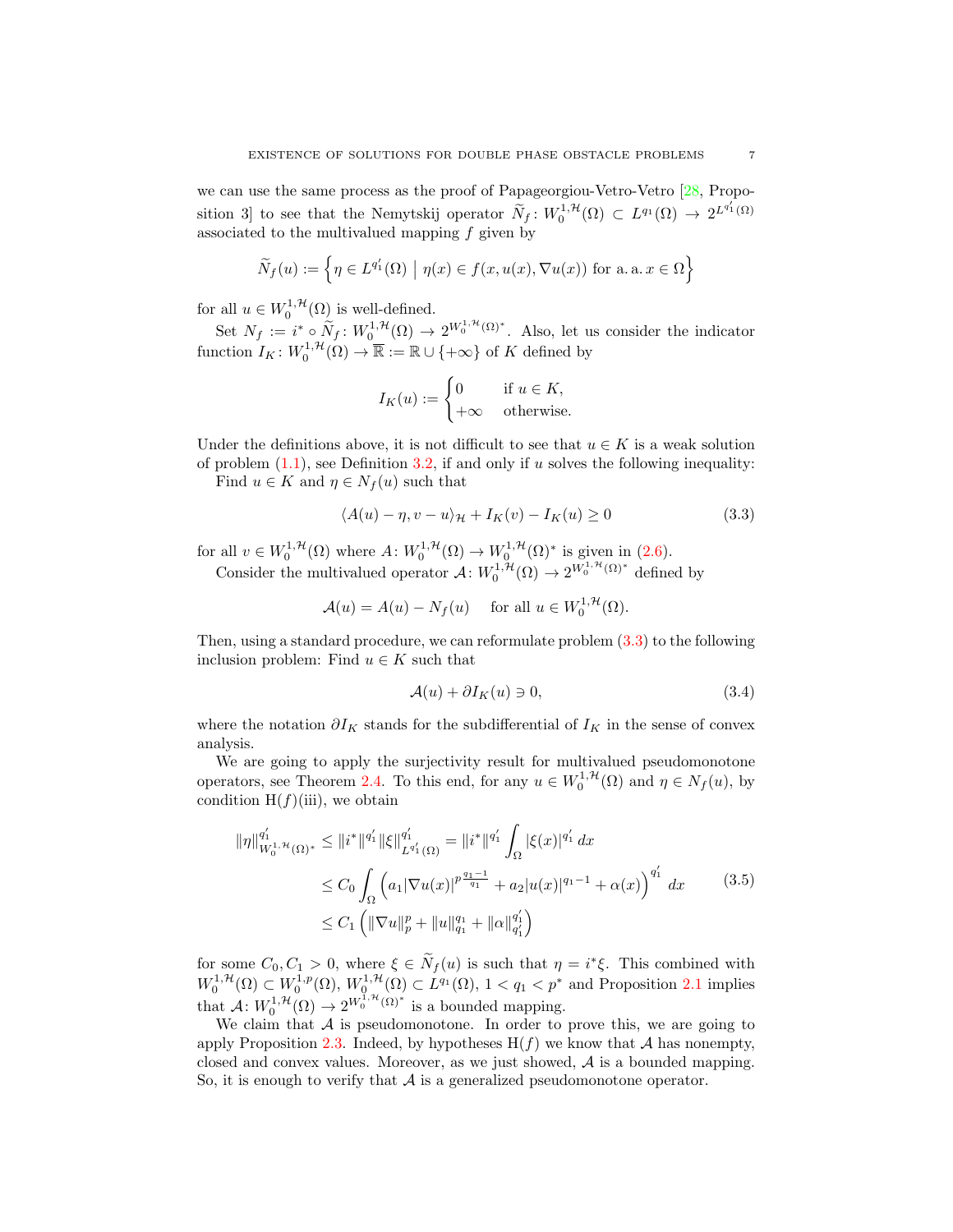we can use the same process as the proof of Papageorgiou-Vetro-Vetro [28, Proposition 3] to see that the Nemytskij operator $\widetilde{N}_f\colon W_0^{1,\mathcal{H}}(\Omega) \subset L^{q_1}(\Omega) \to 2^{L^{q_1'}(\Omega)}$ associated to the multivalued mapping $f$ given by

$$\widetilde{N}_f(u) := \left\{ \eta \in L^{q_1'}(\Omega) \;\middle|\; \eta(x) \in f(x, u(x), \nabla u(x)) \text{ for a. a. } x \in \Omega \right\}$$

for all $u \in W_0^{1,\mathcal{H}}(\Omega)$ is well-defined.

Set $N_f := i^* \circ \widetilde{N}_f \colon W_0^{1,\mathcal{H}}(\Omega) \to 2^{W_0^{1,\mathcal{H}}(\Omega)^*}$. Also, let us consider the indicator function $I_K\colon W_0^{1,\mathcal{H}}(\Omega) \to \overline{\mathbb{R}} := \mathbb{R} \cup \{+\infty\}$ of $K$ defined by

$$I_K(u) := \begin{cases} 0 & \text{if } u \in K, \\ +\infty & \text{otherwise.} \end{cases}$$

Under the definitions above, it is not difficult to see that $u \in K$ is a weak solution of problem (1.1), see Definition 3.2, if and only if $u$ solves the following inequality: Find $u \in K$ and $\eta \in N_f(u)$ such that

$$\langle A(u) - \eta, v - u \rangle_{\mathcal{H}} + I_K(v) - I_K(u) \geq 0 \tag{3.3}$$

for all $v \in W_0^{1,\mathcal{H}}(\Omega)$ where $A\colon W_0^{1,\mathcal{H}}(\Omega) \to W_0^{1,\mathcal{H}}(\Omega)^*$ is given in (2.6).

Consider the multivalued operator $\mathcal{A}\colon W_0^{1,\mathcal{H}}(\Omega) \to 2^{W_0^{1,\mathcal{H}}(\Omega)^*}$ defined by

$$\mathcal{A}(u) = A(u) - N_f(u) \quad \text{ for all } u \in W_0^{1,\mathcal{H}}(\Omega).$$

Then, using a standard procedure, we can reformulate problem (3.3) to the following inclusion problem: Find $u \in K$ such that

$$\mathcal{A}(u) + \partial I_K(u) \ni 0, \tag{3.4}$$

where the notation $\partial I_K$ stands for the subdifferential of $I_K$ in the sense of convex analysis.

We are going to apply the surjectivity result for multivalued pseudomonotone operators, see Theorem 2.4. To this end, for any $u \in W_0^{1,\mathcal{H}}(\Omega)$ and $\eta \in N_f(u)$, by condition H($f$)(iii), we obtain

$$\begin{aligned}
\|\eta\|_{W_0^{1,\mathcal{H}}(\Omega)^*}^{q_1'} &\leq \|i^*\|^{q_1'} \|\xi\|_{L^{q_1'}(\Omega)}^{q_1'} = \|i^*\|^{q_1'} \int_\Omega |\xi(x)|^{q_1'} \, dx \\
&\leq C_0 \int_\Omega \left( a_1 |\nabla u(x)|^{p\frac{q_1-1}{q_1}} + a_2 |u(x)|^{q_1-1} + \alpha(x) \right)^{q_1'} \, dx \\
&\leq C_1 \left( \|\nabla u\|_p^p + \|u\|_{q_1}^{q_1} + \|\alpha\|_{q_1'}^{q_1'} \right)
\end{aligned} \tag{3.5}$$

for some $C_0, C_1 > 0$, where $\xi \in \widetilde{N}_f(u)$ is such that $\eta = i^*\xi$. This combined with $W_0^{1,\mathcal{H}}(\Omega) \subset W_0^{1,p}(\Omega)$, $W_0^{1,\mathcal{H}}(\Omega) \subset L^{q_1}(\Omega)$, $1 < q_1 < p^*$ and Proposition 2.1 implies that $\mathcal{A}\colon W_0^{1,\mathcal{H}}(\Omega) \to 2^{W_0^{1,\mathcal{H}}(\Omega)^*}$ is a bounded mapping.

We claim that $\mathcal{A}$ is pseudomonotone. In order to prove this, we are going to apply Proposition 2.3. Indeed, by hypotheses H($f$) we know that $\mathcal{A}$ has nonempty, closed and convex values. Moreover, as we just showed, $\mathcal{A}$ is a bounded mapping. So, it is enough to verify that $\mathcal{A}$ is a generalized pseudomonotone operator.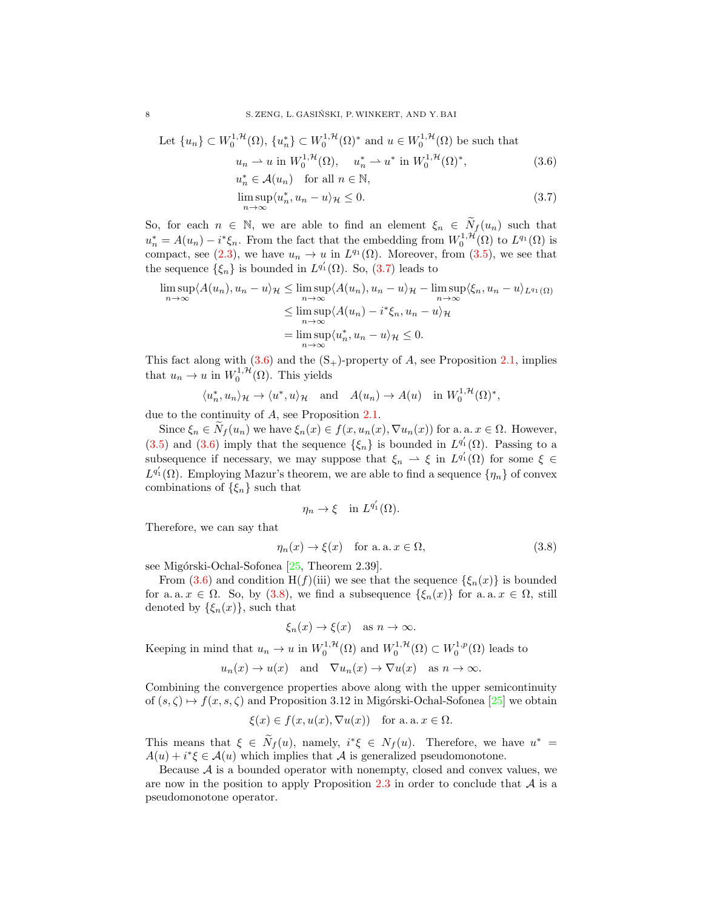Let $\{u_n\} \subset W_0^{1,\mathcal{H}}(\Omega)$, $\{u_n^*\} \subset W_0^{1,\mathcal{H}}(\Omega)^*$ and $u \in W_0^{1,\mathcal{H}}(\Omega)$ be such that

$$
\begin{aligned}
& u_n \rightharpoonup u \text{ in } W_0^{1,\mathcal{H}}(\Omega), \quad u_n^* \rightharpoonup u^* \text{ in } W_0^{1,\mathcal{H}}(\Omega)^*, && (3.6)\\
& u_n^* \in \mathcal{A}(u_n) \quad \text{for all } n \in \mathbb{N}, \\
& \limsup_{n\to\infty} \langle u_n^*, u_n - u\rangle_{\mathcal{H}} \leq 0. && (3.7)
\end{aligned}
$$

So, for each $n \in \mathbb{N}$, we are able to find an element $\xi_n \in \widetilde{N}_f(u_n)$ such that $u_n^* = A(u_n) - i^*\xi_n$. From the fact that the embedding from $W_0^{1,\mathcal{H}}(\Omega)$ to $L^{q_1}(\Omega)$ is compact, see (2.3), we have $u_n \to u$ in $L^{q_1}(\Omega)$. Moreover, from (3.5), we see that the sequence $\{\xi_n\}$ is bounded in $L^{q_1'}(\Omega)$. So, (3.7) leads to

$$
\begin{aligned}
\limsup_{n\to\infty} \langle A(u_n), u_n - u\rangle_{\mathcal{H}} &\leq \limsup_{n\to\infty} \langle A(u_n), u_n - u\rangle_{\mathcal{H}} - \limsup_{n\to\infty} \langle \xi_n, u_n - u\rangle_{L^{q_1}(\Omega)} \\
&\leq \limsup_{n\to\infty} \langle A(u_n) - i^*\xi_n, u_n - u\rangle_{\mathcal{H}} \\
&= \limsup_{n\to\infty} \langle u_n^*, u_n - u\rangle_{\mathcal{H}} \leq 0.
\end{aligned}
$$

This fact along with (3.6) and the $(\mathrm{S}_+)$-property of $A$, see Proposition 2.1, implies that $u_n \to u$ in $W_0^{1,\mathcal{H}}(\Omega)$. This yields

$$
\langle u_n^*, u_n\rangle_{\mathcal{H}} \to \langle u^*, u\rangle_{\mathcal{H}} \quad \text{and} \quad A(u_n) \to A(u) \quad \text{in } W_0^{1,\mathcal{H}}(\Omega)^*,
$$

due to the continuity of $A$, see Proposition 2.1.

Since $\xi_n \in \widetilde{N}_f(u_n)$ we have $\xi_n(x) \in f(x, u_n(x), \nabla u_n(x))$ for a. a. $x \in \Omega$. However, (3.5) and (3.6) imply that the sequence $\{\xi_n\}$ is bounded in $L^{q_1'}(\Omega)$. Passing to a subsequence if necessary, we may suppose that $\xi_n \rightharpoonup \xi$ in $L^{q_1'}(\Omega)$ for some $\xi \in L^{q_1'}(\Omega)$. Employing Mazur's theorem, we are able to find a sequence $\{\eta_n\}$ of convex combinations of $\{\xi_n\}$ such that

$$
\eta_n \to \xi \quad \text{in } L^{q_1'}(\Omega).
$$

Therefore, we can say that

$$
\eta_n(x) \to \xi(x) \quad \text{for a. a. } x \in \Omega, \tag{3.8}
$$

see Migórski-Ochal-Sofonea [25, Theorem 2.39].

From (3.6) and condition H$(f)$(iii) we see that the sequence $\{\xi_n(x)\}$ is bounded for a. a. $x \in \Omega$. So, by (3.8), we find a subsequence $\{\xi_n(x)\}$ for a. a. $x \in \Omega$, still denoted by $\{\xi_n(x)\}$, such that

$$
\xi_n(x) \to \xi(x) \quad \text{as } n \to \infty.
$$

Keeping in mind that $u_n \to u$ in $W_0^{1,\mathcal{H}}(\Omega)$ and $W_0^{1,\mathcal{H}}(\Omega) \subset W_0^{1,p}(\Omega)$ leads to

$$
u_n(x) \to u(x) \quad \text{and} \quad \nabla u_n(x) \to \nabla u(x) \quad \text{as } n \to \infty.
$$

Combining the convergence properties above along with the upper semicontinuity of $(s, \zeta) \mapsto f(x, s, \zeta)$ and Proposition 3.12 in Migórski-Ochal-Sofonea [25] we obtain

$$
\xi(x) \in f(x, u(x), \nabla u(x)) \quad \text{for a. a. } x \in \Omega.
$$

This means that $\xi \in \widetilde{N}_f(u)$, namely, $i^*\xi \in N_f(u)$. Therefore, we have $u^* = A(u) + i^*\xi \in \mathcal{A}(u)$ which implies that $\mathcal{A}$ is generalized pseudomonotone.

Because $\mathcal{A}$ is a bounded operator with nonempty, closed and convex values, we are now in the position to apply Proposition 2.3 in order to conclude that $\mathcal{A}$ is a pseudomonotone operator.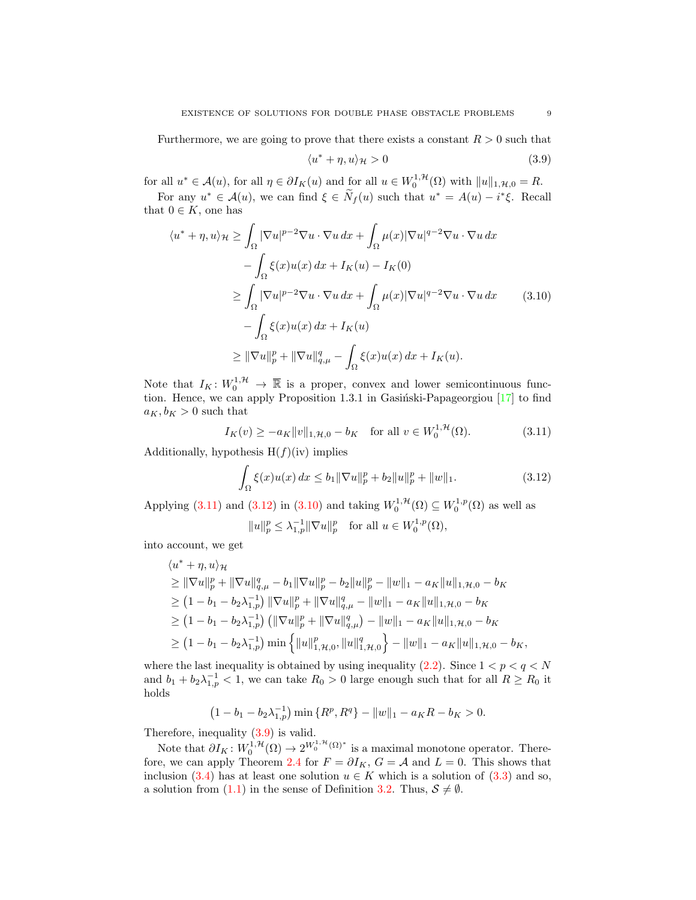Furthermore, we are going to prove that there exists a constant $R > 0$ such that

$$\langle u^* + \eta, u \rangle_{\mathcal{H}} > 0 \tag{3.9}$$

for all $u^* \in \mathcal{A}(u)$, for all $\eta \in \partial I_K(u)$ and for all $u \in W_0^{1,\mathcal{H}}(\Omega)$ with $\|u\|_{1,\mathcal{H},0} = R$.

For any $u^* \in \mathcal{A}(u)$, we can find $\xi \in \widetilde{N}_f(u)$ such that $u^* = A(u) - i^*\xi$. Recall that $0 \in K$, one has

$$\begin{aligned}
\langle u^* + \eta, u \rangle_{\mathcal{H}} &\geq \int_\Omega |\nabla u|^{p-2}\nabla u \cdot \nabla u \, dx + \int_\Omega \mu(x)|\nabla u|^{q-2}\nabla u \cdot \nabla u \, dx \\
&\quad - \int_\Omega \xi(x)u(x)\, dx + I_K(u) - I_K(0) \\
&\geq \int_\Omega |\nabla u|^{p-2}\nabla u \cdot \nabla u \, dx + \int_\Omega \mu(x)|\nabla u|^{q-2}\nabla u \cdot \nabla u \, dx \\
&\quad - \int_\Omega \xi(x)u(x)\, dx + I_K(u) \\
&\geq \|\nabla u\|_p^p + \|\nabla u\|_{q,\mu}^q - \int_\Omega \xi(x)u(x)\, dx + I_K(u).
\end{aligned} \tag{3.10}$$

Note that $I_K \colon W_0^{1,\mathcal{H}} \to \overline{\mathbb{R}}$ is a proper, convex and lower semicontinuous function. Hence, we can apply Proposition 1.3.1 in Gasiński-Papageorgiou [17] to find $a_K, b_K > 0$ such that

$$I_K(v) \geq -a_K\|v\|_{1,\mathcal{H},0} - b_K \quad \text{for all } v \in W_0^{1,\mathcal{H}}(\Omega). \tag{3.11}$$

Additionally, hypothesis H($f$)(iv) implies

$$\int_\Omega \xi(x)u(x)\, dx \leq b_1\|\nabla u\|_p^p + b_2\|u\|_p^p + \|w\|_1. \tag{3.12}$$

Applying (3.11) and (3.12) in (3.10) and taking $W_0^{1,\mathcal{H}}(\Omega) \subseteq W_0^{1,p}(\Omega)$ as well as

$$\|u\|_p^p \leq \lambda_{1,p}^{-1}\|\nabla u\|_p^p \quad \text{for all } u \in W_0^{1,p}(\Omega),$$

into account, we get

$$\begin{aligned}
&\langle u^* + \eta, u \rangle_{\mathcal{H}} \\
&\geq \|\nabla u\|_p^p + \|\nabla u\|_{q,\mu}^q - b_1\|\nabla u\|_p^p - b_2\|u\|_p^p - \|w\|_1 - a_K\|u\|_{1,\mathcal{H},0} - b_K \\
&\geq \left(1 - b_1 - b_2\lambda_{1,p}^{-1}\right)\|\nabla u\|_p^p + \|\nabla u\|_{q,\mu}^q - \|w\|_1 - a_K\|u\|_{1,\mathcal{H},0} - b_K \\
&\geq \left(1 - b_1 - b_2\lambda_{1,p}^{-1}\right)\left(\|\nabla u\|_p^p + \|\nabla u\|_{q,\mu}^q\right) - \|w\|_1 - a_K\|u\|_{1,\mathcal{H},0} - b_K \\
&\geq \left(1 - b_1 - b_2\lambda_{1,p}^{-1}\right)\min\left\{\|u\|_{1,\mathcal{H},0}^p, \|u\|_{1,\mathcal{H},0}^q\right\} - \|w\|_1 - a_K\|u\|_{1,\mathcal{H},0} - b_K,
\end{aligned}$$

where the last inequality is obtained by using inequality (2.2). Since $1 < p < q < N$ and $b_1 + b_2\lambda_{1,p}^{-1} < 1$, we can take $R_0 > 0$ large enough such that for all $R \geq R_0$ it holds

$$\left(1 - b_1 - b_2\lambda_{1,p}^{-1}\right)\min\left\{R^p, R^q\right\} - \|w\|_1 - a_K R - b_K > 0.$$

Therefore, inequality (3.9) is valid.

Note that $\partial I_K \colon W_0^{1,\mathcal{H}}(\Omega) \to 2^{W_0^{1,\mathcal{H}}(\Omega)^*}$ is a maximal monotone operator. Therefore, we can apply Theorem 2.4 for $F = \partial I_K$, $G = \mathcal{A}$ and $L = 0$. This shows that inclusion (3.4) has at least one solution $u \in K$ which is a solution of (3.3) and so, a solution from (1.1) in the sense of Definition 3.2. Thus, $\mathcal{S} \neq \emptyset$.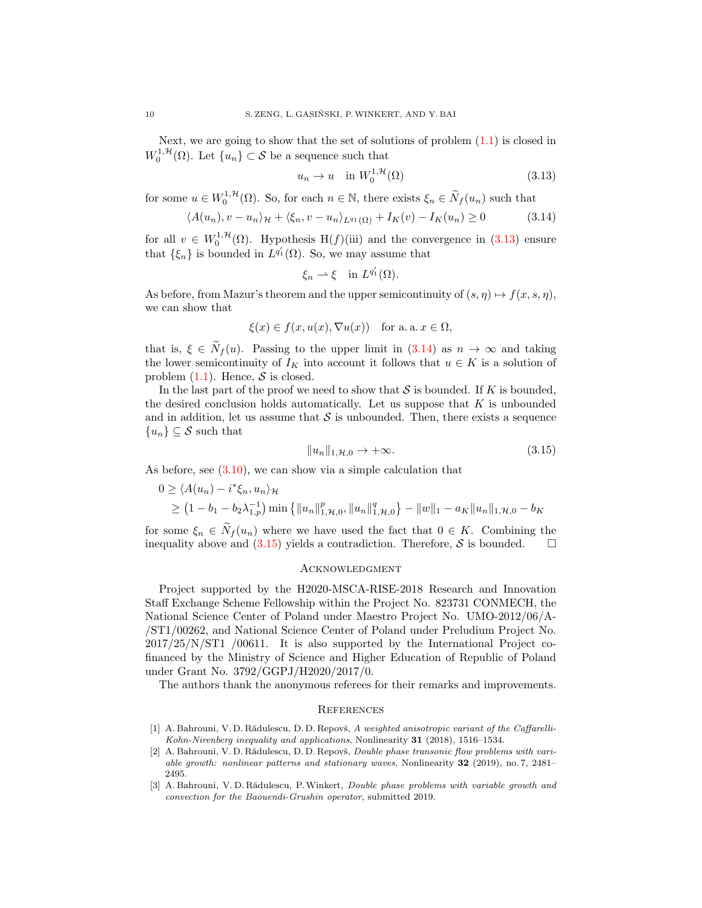Next, we are going to show that the set of solutions of problem (1.1) is closed in $W_0^{1,\mathcal{H}}(\Omega)$. Let $\{u_n\} \subset \mathcal{S}$ be a sequence such that

$$u_n \to u \quad \text{in } W_0^{1,\mathcal{H}}(\Omega) \tag{3.13}$$

for some $u \in W_0^{1,\mathcal{H}}(\Omega)$. So, for each $n \in \mathbb{N}$, there exists $\xi_n \in \widetilde{N}_f(u_n)$ such that

$$\langle A(u_n), v - u_n \rangle_{\mathcal{H}} + \langle \xi_n, v - u_n \rangle_{L^{q_1}(\Omega)} + I_K(v) - I_K(u_n) \geq 0 \tag{3.14}$$

for all $v \in W_0^{1,\mathcal{H}}(\Omega)$. Hypothesis H$(f)$(iii) and the convergence in (3.13) ensure that $\{\xi_n\}$ is bounded in $L^{q_1'}(\Omega)$. So, we may assume that

$$\xi_n \rightharpoonup \xi \quad \text{in } L^{q_1'}(\Omega).$$

As before, from Mazur's theorem and the upper semicontinuity of $(s, \eta) \mapsto f(x, s, \eta)$, we can show that

$$\xi(x) \in f(x, u(x), \nabla u(x)) \quad \text{for a. a. } x \in \Omega,$$

that is, $\xi \in \widetilde{N}_f(u)$. Passing to the upper limit in (3.14) as $n \to \infty$ and taking the lower semicontinuity of $I_K$ into account it follows that $u \in K$ is a solution of problem (1.1). Hence, $\mathcal{S}$ is closed.

In the last part of the proof we need to show that $\mathcal{S}$ is bounded. If $K$ is bounded, the desired conclusion holds automatically. Let us suppose that $K$ is unbounded and in addition, let us assume that $\mathcal{S}$ is unbounded. Then, there exists a sequence $\{u_n\} \subseteq \mathcal{S}$ such that

$$\|u_n\|_{1,\mathcal{H},0} \to +\infty. \tag{3.15}$$

As before, see (3.10), we can show via a simple calculation that

$$\begin{aligned}
0 &\geq \langle A(u_n) - i^* \xi_n, u_n \rangle_{\mathcal{H}} \\
&\geq \left(1 - b_1 - b_2 \lambda_{1,p}^{-1}\right) \min\left\{\|u_n\|_{1,\mathcal{H},0}^p, \|u_n\|_{1,\mathcal{H},0}^q\right\} - \|w\|_1 - a_K \|u_n\|_{1,\mathcal{H},0} - b_K
\end{aligned}$$

for some $\xi_n \in \widetilde{N}_f(u_n)$ where we have used the fact that $0 \in K$. Combining the inequality above and (3.15) yields a contradiction. Therefore, $\mathcal{S}$ is bounded. □

## Acknowledgment

Project supported by the H2020-MSCA-RISE-2018 Research and Innovation Staff Exchange Scheme Fellowship within the Project No. 823731 CONMECH, the National Science Center of Poland under Maestro Project No. UMO-2012/06/A-/ST1/00262, and National Science Center of Poland under Preludium Project No. 2017/25/N/ST1 /00611. It is also supported by the International Project co-financed by the Ministry of Science and Higher Education of Republic of Poland under Grant No. 3792/GGPJ/H2020/2017/0.

The authors thank the anonymous referees for their remarks and improvements.

## References

[1] A. Bahrouni, V. D. Rădulescu, D. D. Repovš, *A weighted anisotropic variant of the Caffarelli-Kohn-Nirenberg inequality and applications*, Nonlinearity **31** (2018), 1516–1534.

[2] A. Bahrouni, V. D. Rădulescu, D. D. Repovš, *Double phase transonic flow problems with variable growth: nonlinear patterns and stationary waves*, Nonlinearity **32** (2019), no. 7, 2481–2495.

[3] A. Bahrouni, V. D. Rădulescu, P. Winkert, *Double phase problems with variable growth and convection for the Baouendi-Grushin operator*, submitted 2019.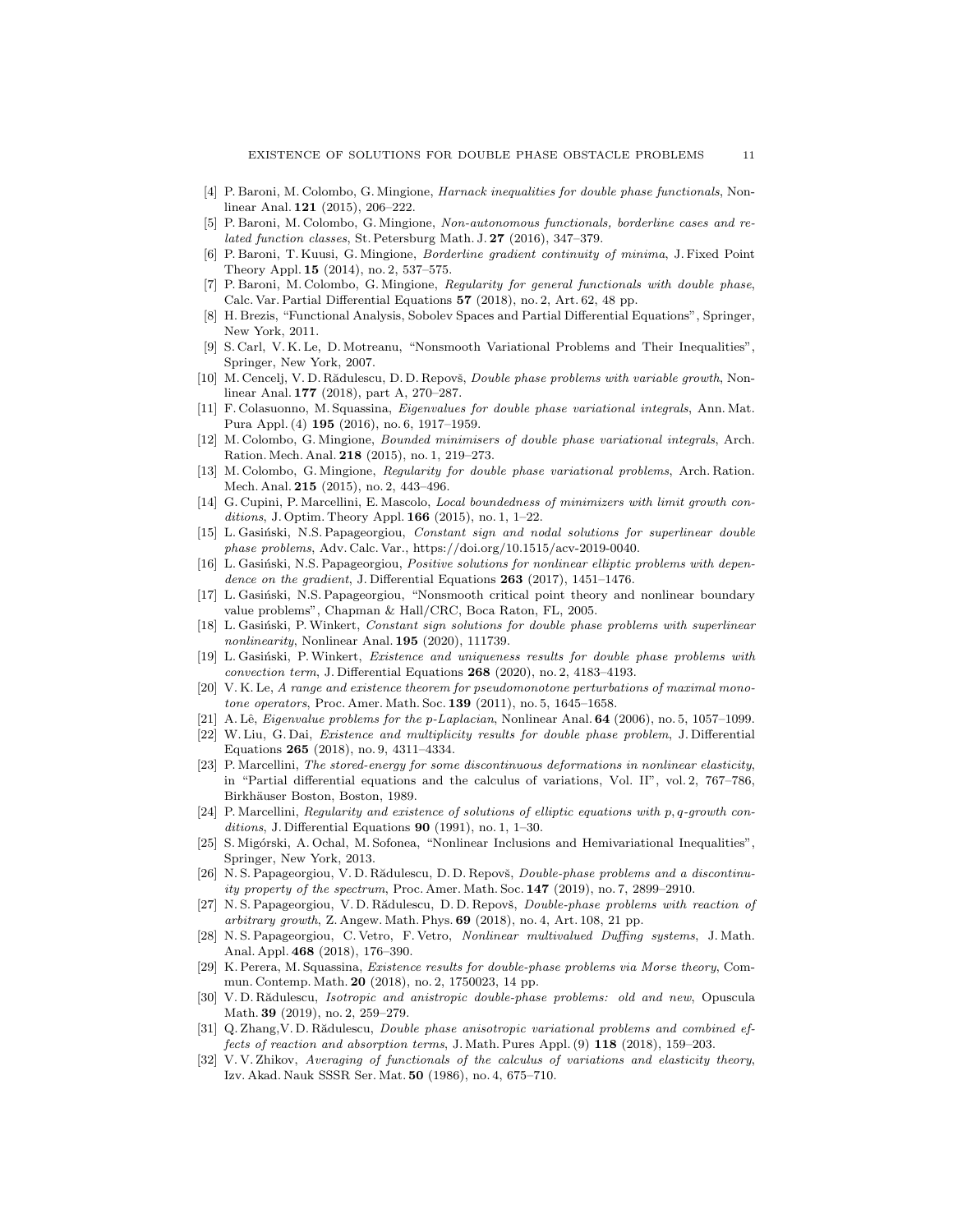- [4] P. Baroni, M. Colombo, G. Mingione, *Harnack inequalities for double phase functionals*, Nonlinear Anal. **121** (2015), 206–222.
- [5] P. Baroni, M. Colombo, G. Mingione, *Non-autonomous functionals, borderline cases and related function classes*, St. Petersburg Math. J. **27** (2016), 347–379.
- [6] P. Baroni, T. Kuusi, G. Mingione, *Borderline gradient continuity of minima*, J. Fixed Point Theory Appl. **15** (2014), no. 2, 537–575.
- [7] P. Baroni, M. Colombo, G. Mingione, *Regularity for general functionals with double phase*, Calc. Var. Partial Differential Equations **57** (2018), no. 2, Art. 62, 48 pp.
- [8] H. Brezis, "Functional Analysis, Sobolev Spaces and Partial Differential Equations", Springer, New York, 2011.
- [9] S. Carl, V. K. Le, D. Motreanu, "Nonsmooth Variational Problems and Their Inequalities", Springer, New York, 2007.
- [10] M. Cencelj, V. D. Rădulescu, D. D. Repovš, *Double phase problems with variable growth*, Nonlinear Anal. **177** (2018), part A, 270–287.
- [11] F. Colasuonno, M. Squassina, *Eigenvalues for double phase variational integrals*, Ann. Mat. Pura Appl. (4) **195** (2016), no. 6, 1917–1959.
- [12] M. Colombo, G. Mingione, *Bounded minimisers of double phase variational integrals*, Arch. Ration. Mech. Anal. **218** (2015), no. 1, 219–273.
- [13] M. Colombo, G. Mingione, *Regularity for double phase variational problems*, Arch. Ration. Mech. Anal. **215** (2015), no. 2, 443–496.
- [14] G. Cupini, P. Marcellini, E. Mascolo, *Local boundedness of minimizers with limit growth conditions*, J. Optim. Theory Appl. **166** (2015), no. 1, 1–22.
- [15] L. Gasiński, N.S. Papageorgiou, *Constant sign and nodal solutions for superlinear double phase problems*, Adv. Calc. Var., https://doi.org/10.1515/acv-2019-0040.
- [16] L. Gasiński, N.S. Papageorgiou, *Positive solutions for nonlinear elliptic problems with dependence on the gradient*, J. Differential Equations **263** (2017), 1451–1476.
- [17] L. Gasiński, N.S. Papageorgiou, "Nonsmooth critical point theory and nonlinear boundary value problems", Chapman & Hall/CRC, Boca Raton, FL, 2005.
- [18] L. Gasiński, P. Winkert, *Constant sign solutions for double phase problems with superlinear nonlinearity*, Nonlinear Anal. **195** (2020), 111739.
- [19] L. Gasiński, P. Winkert, *Existence and uniqueness results for double phase problems with convection term*, J. Differential Equations **268** (2020), no. 2, 4183–4193.
- [20] V. K. Le, *A range and existence theorem for pseudomonotone perturbations of maximal monotone operators*, Proc. Amer. Math. Soc. **139** (2011), no. 5, 1645–1658.
- [21] A. Lê, *Eigenvalue problems for the p-Laplacian*, Nonlinear Anal. **64** (2006), no. 5, 1057–1099.
- [22] W. Liu, G. Dai, *Existence and multiplicity results for double phase problem*, J. Differential Equations **265** (2018), no. 9, 4311–4334.
- [23] P. Marcellini, *The stored-energy for some discontinuous deformations in nonlinear elasticity*, in "Partial differential equations and the calculus of variations, Vol. II", vol. 2, 767–786, Birkhäuser Boston, Boston, 1989.
- [24] P. Marcellini, *Regularity and existence of solutions of elliptic equations with p, q-growth conditions*, J. Differential Equations **90** (1991), no. 1, 1–30.
- [25] S. Migórski, A. Ochal, M. Sofonea, "Nonlinear Inclusions and Hemivariational Inequalities", Springer, New York, 2013.
- [26] N. S. Papageorgiou, V. D. Rădulescu, D. D. Repovš, *Double-phase problems and a discontinuity property of the spectrum*, Proc. Amer. Math. Soc. **147** (2019), no. 7, 2899–2910.
- [27] N. S. Papageorgiou, V. D. Rădulescu, D. D. Repovš, *Double-phase problems with reaction of arbitrary growth*, Z. Angew. Math. Phys. **69** (2018), no. 4, Art. 108, 21 pp.
- [28] N. S. Papageorgiou, C. Vetro, F. Vetro, *Nonlinear multivalued Duffing systems*, J. Math. Anal. Appl. **468** (2018), 176–390.
- [29] K. Perera, M. Squassina, *Existence results for double-phase problems via Morse theory*, Commun. Contemp. Math. **20** (2018), no. 2, 1750023, 14 pp.
- [30] V. D. Rădulescu, *Isotropic and anistropic double-phase problems: old and new*, Opuscula Math. **39** (2019), no. 2, 259–279.
- [31] Q. Zhang,V. D. Rădulescu, *Double phase anisotropic variational problems and combined effects of reaction and absorption terms*, J. Math. Pures Appl. (9) **118** (2018), 159–203.
- [32] V. V. Zhikov, *Averaging of functionals of the calculus of variations and elasticity theory*, Izv. Akad. Nauk SSSR Ser. Mat. **50** (1986), no. 4, 675–710.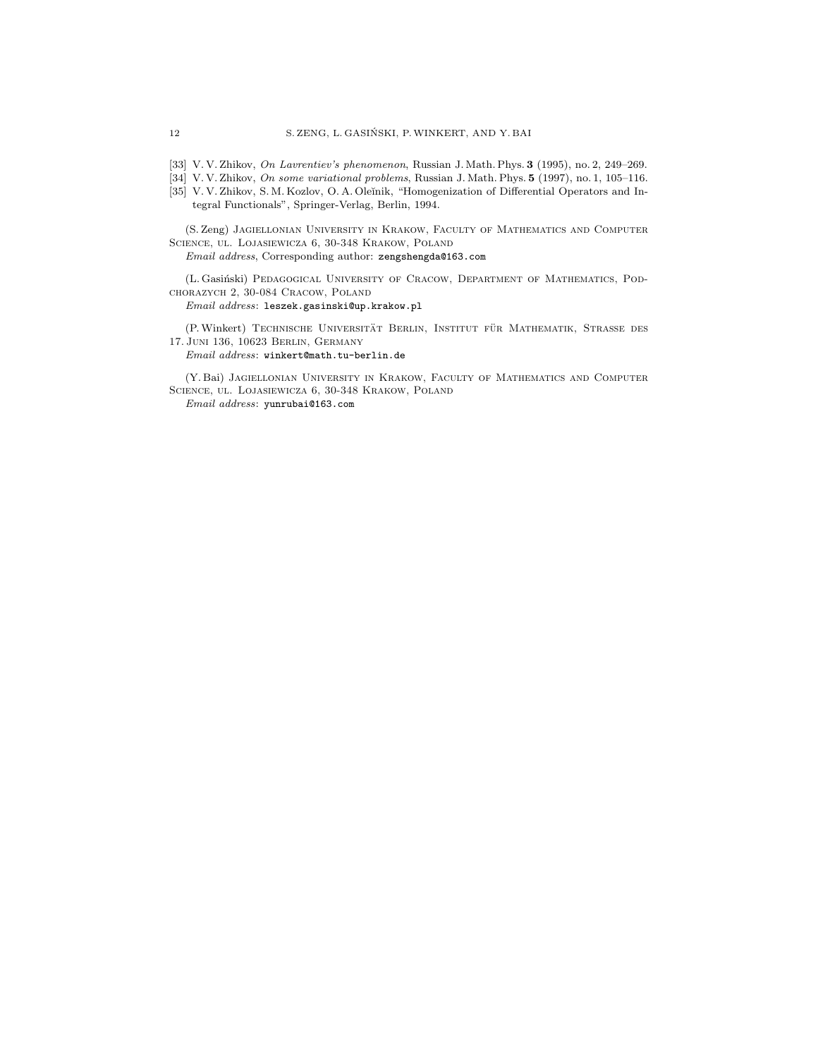[33] V. V. Zhikov, *On Lavrentiev's phenomenon*, Russian J. Math. Phys. **3** (1995), no. 2, 249–269.

[34] V. V. Zhikov, *On some variational problems*, Russian J. Math. Phys. **5** (1997), no. 1, 105–116.

[35] V. V. Zhikov, S. M. Kozlov, O. A. Oleĭnik, "Homogenization of Differential Operators and Integral Functionals", Springer-Verlag, Berlin, 1994.

(S. Zeng) Jagiellonian University in Krakow, Faculty of Mathematics and Computer Science, ul. Lojasiewicza 6, 30-348 Krakow, Poland

*Email address*, Corresponding author: `zengshengda@163.com`

(L. Gasiński) Pedagogical University of Cracow, Department of Mathematics, Podchorazych 2, 30-084 Cracow, Poland

*Email address*: `leszek.gasinski@up.krakow.pl`

(P. Winkert) Technische Universität Berlin, Institut für Mathematik, Strasse des 17. Juni 136, 10623 Berlin, Germany

*Email address*: `winkert@math.tu-berlin.de`

(Y. Bai) Jagiellonian University in Krakow, Faculty of Mathematics and Computer Science, ul. Lojasiewicza 6, 30-348 Krakow, Poland

*Email address*: `yunrubai@163.com`